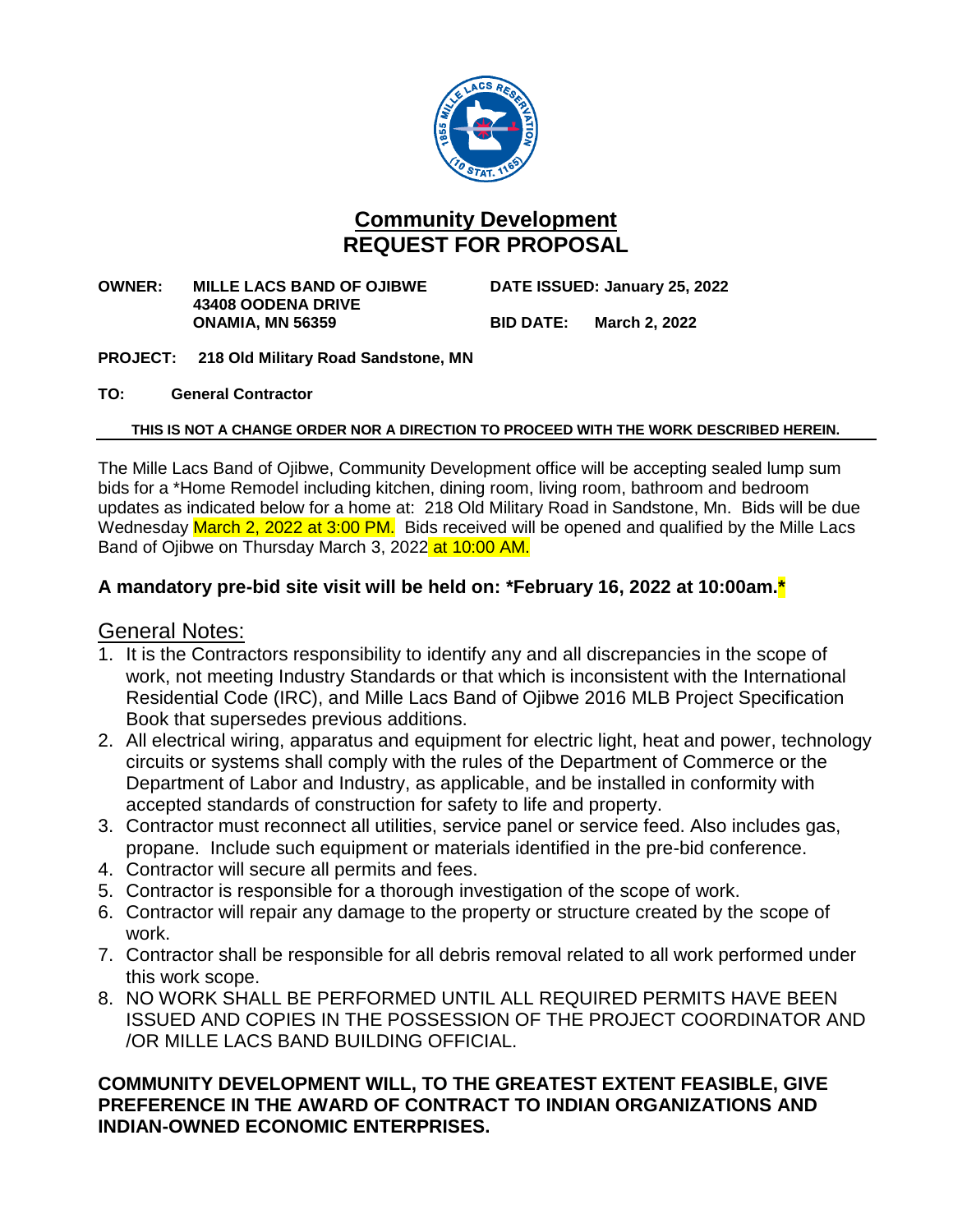# Community Development
# REQUEST FOR PROPOSAL

**OWNER:** **MILLE LACS BAND OF OJIBWE**
**43408 OODENA DRIVE**
**ONAMIA, MN 56359**

**DATE ISSUED: January 25, 2022**

**BID DATE: March 2, 2022**

**PROJECT: 218 Old Military Road Sandstone, MN**

**TO: General Contractor**

**THIS IS NOT A CHANGE ORDER NOR A DIRECTION TO PROCEED WITH THE WORK DESCRIBED HEREIN.**

The Mille Lacs Band of Ojibwe, Community Development office will be accepting sealed lump sum bids for a *Home Remodel including kitchen, dining room, living room, bathroom and bedroom updates as indicated below for a home at: 218 Old Military Road in Sandstone, Mn. Bids will be due Wednesday March 2, 2022 at 3:00 PM. Bids received will be opened and qualified by the Mille Lacs Band of Ojibwe on Thursday March 3, 2022 at 10:00 AM.

**A mandatory pre-bid site visit will be held on: *February 16, 2022 at 10:00am.***

## General Notes:

1. It is the Contractors responsibility to identify any and all discrepancies in the scope of work, not meeting Industry Standards or that which is inconsistent with the International Residential Code (IRC), and Mille Lacs Band of Ojibwe 2016 MLB Project Specification Book that supersedes previous additions.
2. All electrical wiring, apparatus and equipment for electric light, heat and power, technology circuits or systems shall comply with the rules of the Department of Commerce or the Department of Labor and Industry, as applicable, and be installed in conformity with accepted standards of construction for safety to life and property.
3. Contractor must reconnect all utilities, service panel or service feed. Also includes gas, propane. Include such equipment or materials identified in the pre-bid conference.
4. Contractor will secure all permits and fees.
5. Contractor is responsible for a thorough investigation of the scope of work.
6. Contractor will repair any damage to the property or structure created by the scope of work.
7. Contractor shall be responsible for all debris removal related to all work performed under this work scope.
8. NO WORK SHALL BE PERFORMED UNTIL ALL REQUIRED PERMITS HAVE BEEN ISSUED AND COPIES IN THE POSSESSION OF THE PROJECT COORDINATOR AND /OR MILLE LACS BAND BUILDING OFFICIAL.

**COMMUNITY DEVELOPMENT WILL, TO THE GREATEST EXTENT FEASIBLE, GIVE PREFERENCE IN THE AWARD OF CONTRACT TO INDIAN ORGANIZATIONS AND INDIAN-OWNED ECONOMIC ENTERPRISES.**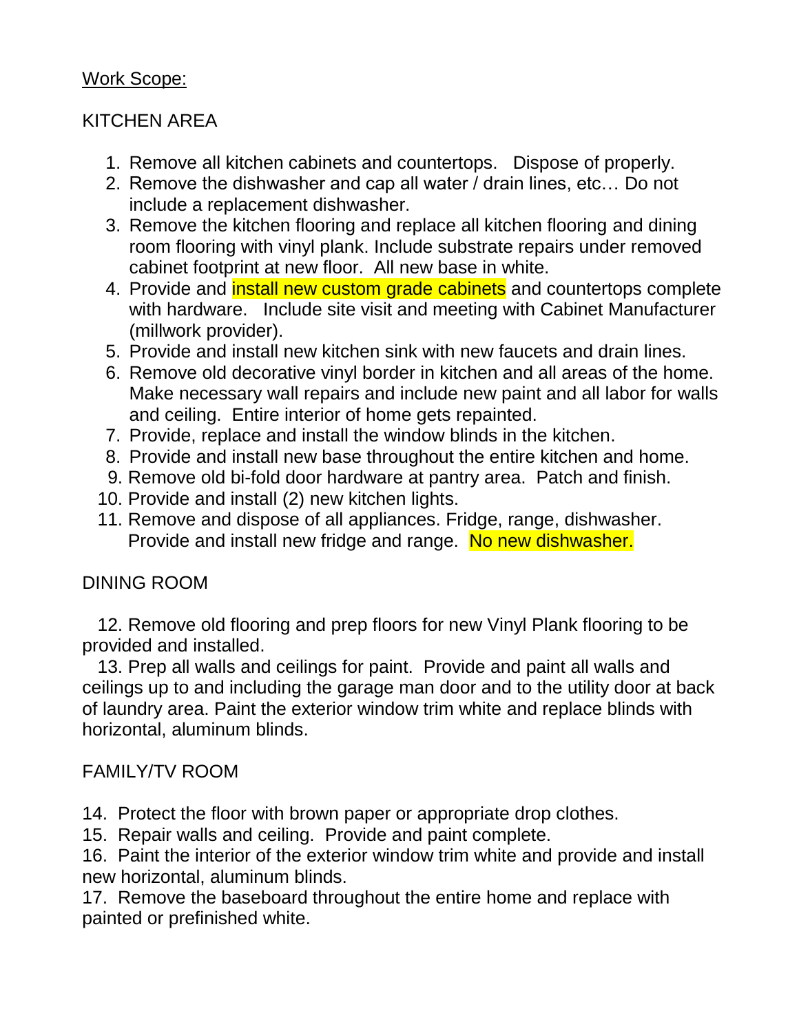<u>Work Scope:</u>

KITCHEN AREA

1. Remove all kitchen cabinets and countertops. Dispose of properly.
2. Remove the dishwasher and cap all water / drain lines, etc… Do not include a replacement dishwasher.
3. Remove the kitchen flooring and replace all kitchen flooring and dining room flooring with vinyl plank. Include substrate repairs under removed cabinet footprint at new floor. All new base in white.
4. Provide and install new custom grade cabinets and countertops complete with hardware. Include site visit and meeting with Cabinet Manufacturer (millwork provider).
5. Provide and install new kitchen sink with new faucets and drain lines.
6. Remove old decorative vinyl border in kitchen and all areas of the home. Make necessary wall repairs and include new paint and all labor for walls and ceiling. Entire interior of home gets repainted.
7. Provide, replace and install the window blinds in the kitchen.
8. Provide and install new base throughout the entire kitchen and home.
9. Remove old bi-fold door hardware at pantry area. Patch and finish.
10. Provide and install (2) new kitchen lights.
11. Remove and dispose of all appliances. Fridge, range, dishwasher. Provide and install new fridge and range. No new dishwasher.

DINING ROOM

12. Remove old flooring and prep floors for new Vinyl Plank flooring to be provided and installed.

13. Prep all walls and ceilings for paint. Provide and paint all walls and ceilings up to and including the garage man door and to the utility door at back of laundry area. Paint the exterior window trim white and replace blinds with horizontal, aluminum blinds.

FAMILY/TV ROOM

14. Protect the floor with brown paper or appropriate drop clothes.
15. Repair walls and ceiling. Provide and paint complete.
16. Paint the interior of the exterior window trim white and provide and install new horizontal, aluminum blinds.
17. Remove the baseboard throughout the entire home and replace with painted or prefinished white.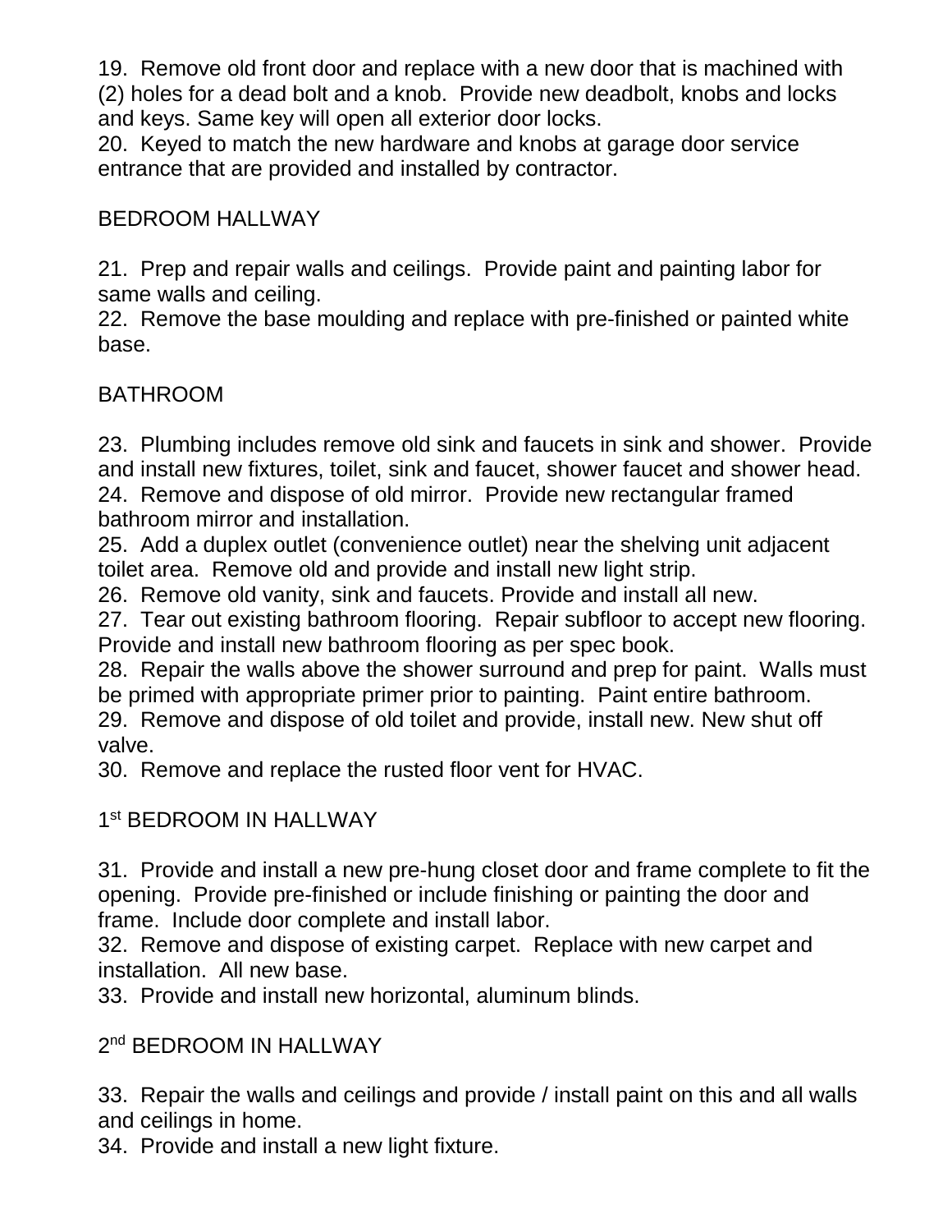19. Remove old front door and replace with a new door that is machined with (2) holes for a dead bolt and a knob. Provide new deadbolt, knobs and locks and keys. Same key will open all exterior door locks.
20. Keyed to match the new hardware and knobs at garage door service entrance that are provided and installed by contractor.

BEDROOM HALLWAY

21. Prep and repair walls and ceilings. Provide paint and painting labor for same walls and ceiling.
22. Remove the base moulding and replace with pre-finished or painted white base.

BATHROOM

23. Plumbing includes remove old sink and faucets in sink and shower. Provide and install new fixtures, toilet, sink and faucet, shower faucet and shower head.
24. Remove and dispose of old mirror. Provide new rectangular framed bathroom mirror and installation.
25. Add a duplex outlet (convenience outlet) near the shelving unit adjacent toilet area. Remove old and provide and install new light strip.
26. Remove old vanity, sink and faucets. Provide and install all new.
27. Tear out existing bathroom flooring. Repair subfloor to accept new flooring. Provide and install new bathroom flooring as per spec book.
28. Repair the walls above the shower surround and prep for paint. Walls must be primed with appropriate primer prior to painting. Paint entire bathroom.
29. Remove and dispose of old toilet and provide, install new. New shut off valve.
30. Remove and replace the rusted floor vent for HVAC.

1st BEDROOM IN HALLWAY

31. Provide and install a new pre-hung closet door and frame complete to fit the opening. Provide pre-finished or include finishing or painting the door and frame. Include door complete and install labor.
32. Remove and dispose of existing carpet. Replace with new carpet and installation. All new base.
33. Provide and install new horizontal, aluminum blinds.

2nd BEDROOM IN HALLWAY

33. Repair the walls and ceilings and provide / install paint on this and all walls and ceilings in home.
34. Provide and install a new light fixture.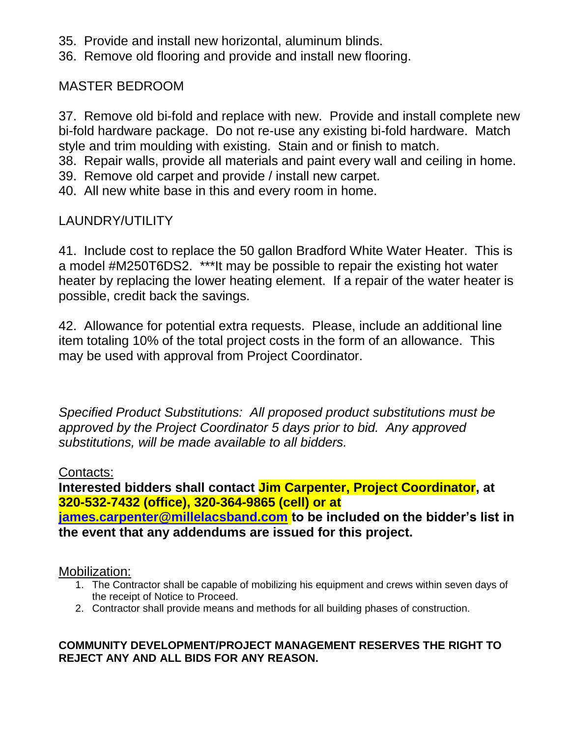35. Provide and install new horizontal, aluminum blinds.
36. Remove old flooring and provide and install new flooring.

## MASTER BEDROOM

37. Remove old bi-fold and replace with new. Provide and install complete new bi-fold hardware package. Do not re-use any existing bi-fold hardware. Match style and trim moulding with existing. Stain and or finish to match.
38. Repair walls, provide all materials and paint every wall and ceiling in home.
39. Remove old carpet and provide / install new carpet.
40. All new white base in this and every room in home.

## LAUNDRY/UTILITY

41. Include cost to replace the 50 gallon Bradford White Water Heater. This is a model #M250T6DS2. ***It may be possible to repair the existing hot water heater by replacing the lower heating element. If a repair of the water heater is possible, credit back the savings.

42. Allowance for potential extra requests. Please, include an additional line item totaling 10% of the total project costs in the form of an allowance. This may be used with approval from Project Coordinator.

*Specified Product Substitutions: All proposed product substitutions must be approved by the Project Coordinator 5 days prior to bid. Any approved substitutions, will be made available to all bidders.*

Contacts:

**Interested bidders shall contact Jim Carpenter, Project Coordinator, at 320-532-7432 (office), 320-364-9865 (cell) or at james.carpenter@millelacsband.com to be included on the bidder's list in the event that any addendums are issued for this project.**

Mobilization:

1. The Contractor shall be capable of mobilizing his equipment and crews within seven days of the receipt of Notice to Proceed.
2. Contractor shall provide means and methods for all building phases of construction.

**COMMUNITY DEVELOPMENT/PROJECT MANAGEMENT RESERVES THE RIGHT TO REJECT ANY AND ALL BIDS FOR ANY REASON.**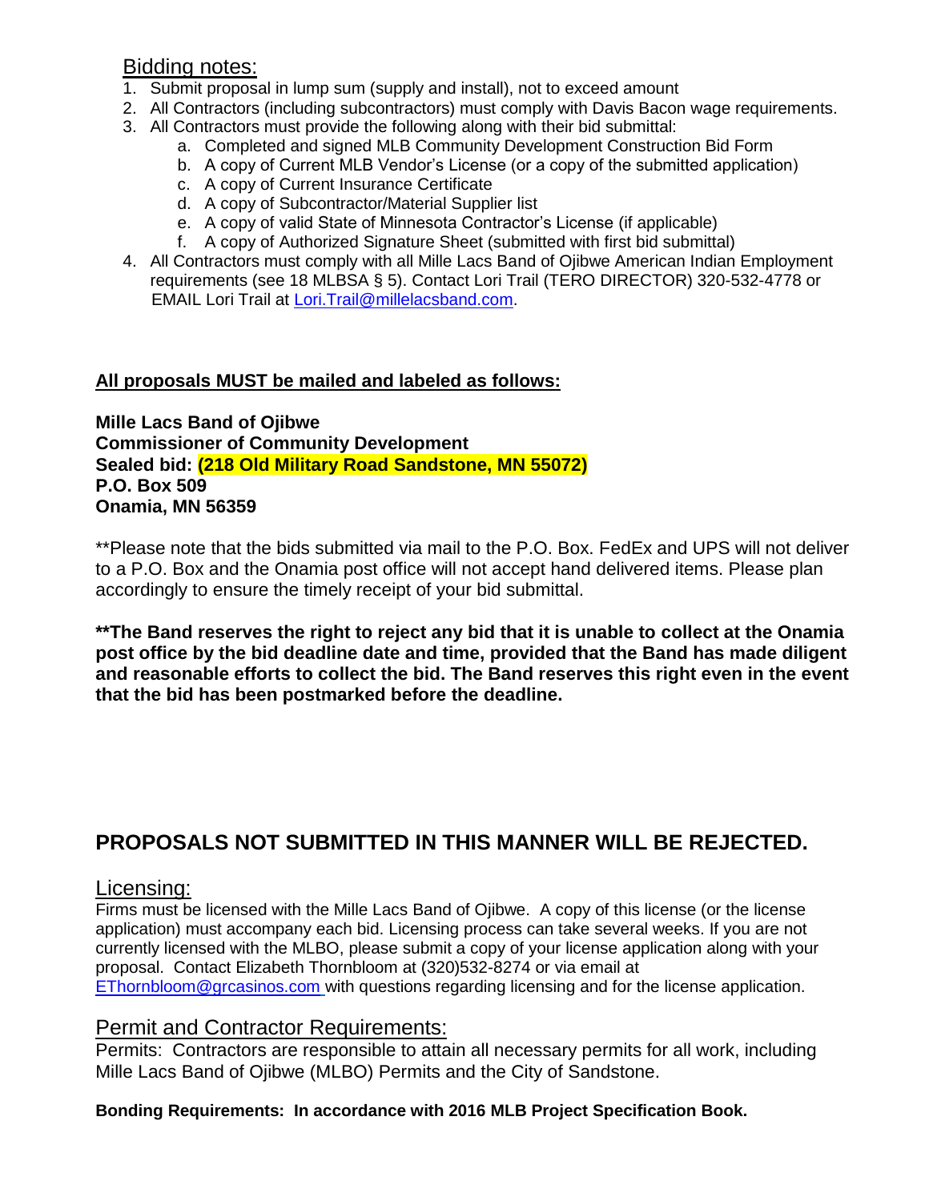## Bidding notes:

1. Submit proposal in lump sum (supply and install), not to exceed amount
2. All Contractors (including subcontractors) must comply with Davis Bacon wage requirements.
3. All Contractors must provide the following along with their bid submittal:
   a. Completed and signed MLB Community Development Construction Bid Form
   b. A copy of Current MLB Vendor's License (or a copy of the submitted application)
   c. A copy of Current Insurance Certificate
   d. A copy of Subcontractor/Material Supplier list
   e. A copy of valid State of Minnesota Contractor's License (if applicable)
   f. A copy of Authorized Signature Sheet (submitted with first bid submittal)
4. All Contractors must comply with all Mille Lacs Band of Ojibwe American Indian Employment requirements (see 18 MLBSA § 5). Contact Lori Trail (TERO DIRECTOR) 320-532-4778 or EMAIL Lori Trail at Lori.Trail@millelacsband.com.

**<u>All proposals MUST be mailed and labeled as follows:</u>**

**Mille Lacs Band of Ojibwe**
**Commissioner of Community Development**
**Sealed bid: (218 Old Military Road Sandstone, MN 55072)**
**P.O. Box 509**
**Onamia, MN 56359**

**Please note that the bids submitted via mail to the P.O. Box. FedEx and UPS will not deliver to a P.O. Box and the Onamia post office will not accept hand delivered items. Please plan accordingly to ensure the timely receipt of your bid submittal.

****The Band reserves the right to reject any bid that it is unable to collect at the Onamia post office by the bid deadline date and time, provided that the Band has made diligent and reasonable efforts to collect the bid. The Band reserves this right even in the event that the bid has been postmarked before the deadline.**

## PROPOSALS NOT SUBMITTED IN THIS MANNER WILL BE REJECTED.

## Licensing:

Firms must be licensed with the Mille Lacs Band of Ojibwe. A copy of this license (or the license application) must accompany each bid. Licensing process can take several weeks. If you are not currently licensed with the MLBO, please submit a copy of your license application along with your proposal. Contact Elizabeth Thornbloom at (320)532-8274 or via email at EThornbloom@grcasinos.com with questions regarding licensing and for the license application.

## Permit and Contractor Requirements:

Permits: Contractors are responsible to attain all necessary permits for all work, including Mille Lacs Band of Ojibwe (MLBO) Permits and the City of Sandstone.

**Bonding Requirements: In accordance with 2016 MLB Project Specification Book.**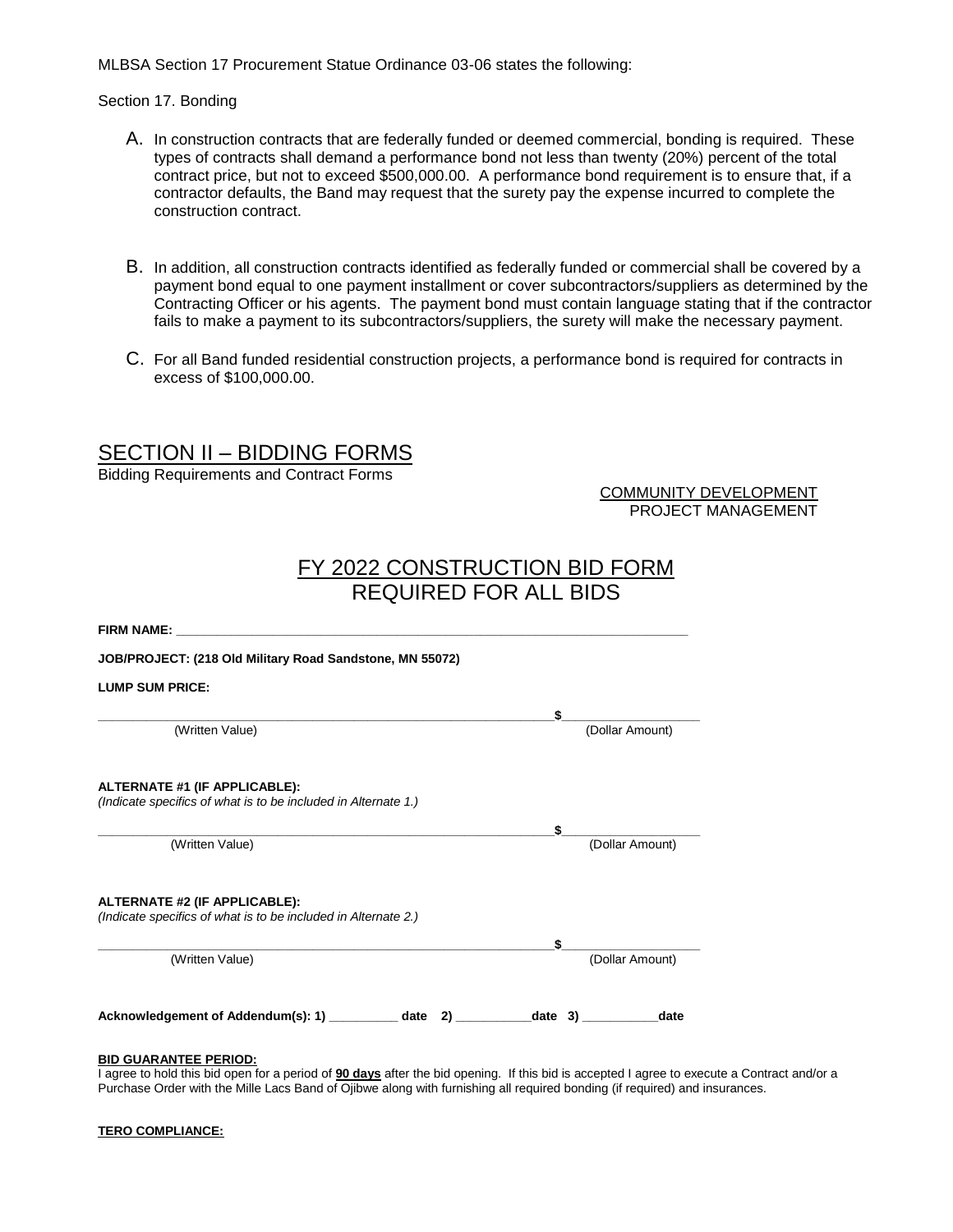MLBSA Section 17 Procurement Statue Ordinance 03-06 states the following:

Section 17. Bonding

A. In construction contracts that are federally funded or deemed commercial, bonding is required. These types of contracts shall demand a performance bond not less than twenty (20%) percent of the total contract price, but not to exceed $500,000.00. A performance bond requirement is to ensure that, if a contractor defaults, the Band may request that the surety pay the expense incurred to complete the construction contract.

B. In addition, all construction contracts identified as federally funded or commercial shall be covered by a payment bond equal to one payment installment or cover subcontractors/suppliers as determined by the Contracting Officer or his agents. The payment bond must contain language stating that if the contractor fails to make a payment to its subcontractors/suppliers, the surety will make the necessary payment.

C. For all Band funded residential construction projects, a performance bond is required for contracts in excess of $100,000.00.

## SECTION II – BIDDING FORMS

Bidding Requirements and Contract Forms

COMMUNITY DEVELOPMENT
PROJECT MANAGEMENT

# FY 2022 CONSTRUCTION BID FORM
## REQUIRED FOR ALL BIDS

**FIRM NAME:** ______________________________________________

**JOB/PROJECT: (218 Old Military Road Sandstone, MN 55072)**

**LUMP SUM PRICE:**

______________________________________________ $____________
(Written Value) (Dollar Amount)

**ALTERNATE #1 (IF APPLICABLE):**
*(Indicate specifics of what is to be included in Alternate 1.)*

______________________________________________ $____________
(Written Value) (Dollar Amount)

**ALTERNATE #2 (IF APPLICABLE):**
*(Indicate specifics of what is to be included in Alternate 2.)*

______________________________________________ $____________
(Written Value) (Dollar Amount)

**Acknowledgement of Addendum(s): 1) __________ date 2) ___________date 3) ___________date**

**BID GUARANTEE PERIOD:**

I agree to hold this bid open for a period of **90 days** after the bid opening. If this bid is accepted I agree to execute a Contract and/or a Purchase Order with the Mille Lacs Band of Ojibwe along with furnishing all required bonding (if required) and insurances.

**TERO COMPLIANCE:**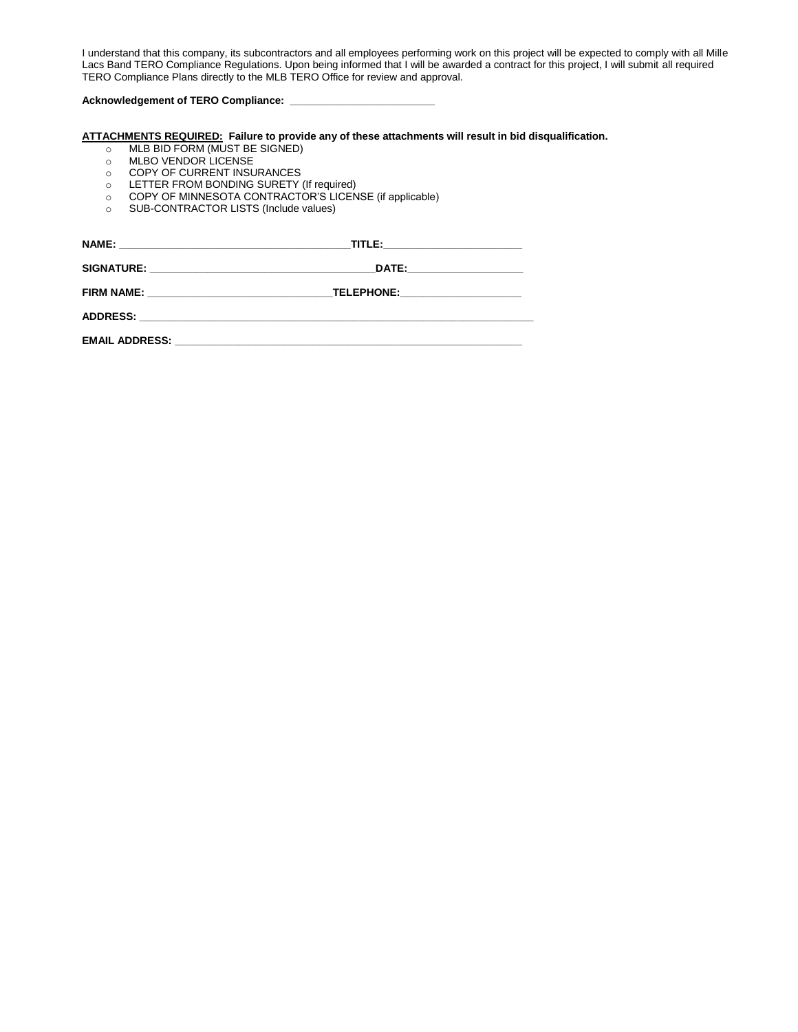I understand that this company, its subcontractors and all employees performing work on this project will be expected to comply with all Mille Lacs Band TERO Compliance Regulations. Upon being informed that I will be awarded a contract for this project, I will submit all required TERO Compliance Plans directly to the MLB TERO Office for review and approval.

**Acknowledgement of TERO Compliance: ________________________**

**ATTACHMENTS REQUIRED: Failure to provide any of these attachments will result in bid disqualification.**

- MLB BID FORM (MUST BE SIGNED)
- MLBO VENDOR LICENSE
- COPY OF CURRENT INSURANCES
- LETTER FROM BONDING SURETY (If required)
- COPY OF MINNESOTA CONTRACTOR'S LICENSE (if applicable)
- SUB-CONTRACTOR LISTS (Include values)

**NAME:** ______________________________________ **TITLE:** _______________________

**SIGNATURE:** _______________________________________ **DATE:** ___________________

**FIRM NAME:** ______________________________ **TELEPHONE:** ____________________

**ADDRESS:** ____________________________________________________________________

**EMAIL ADDRESS:** ____________________________________________________________